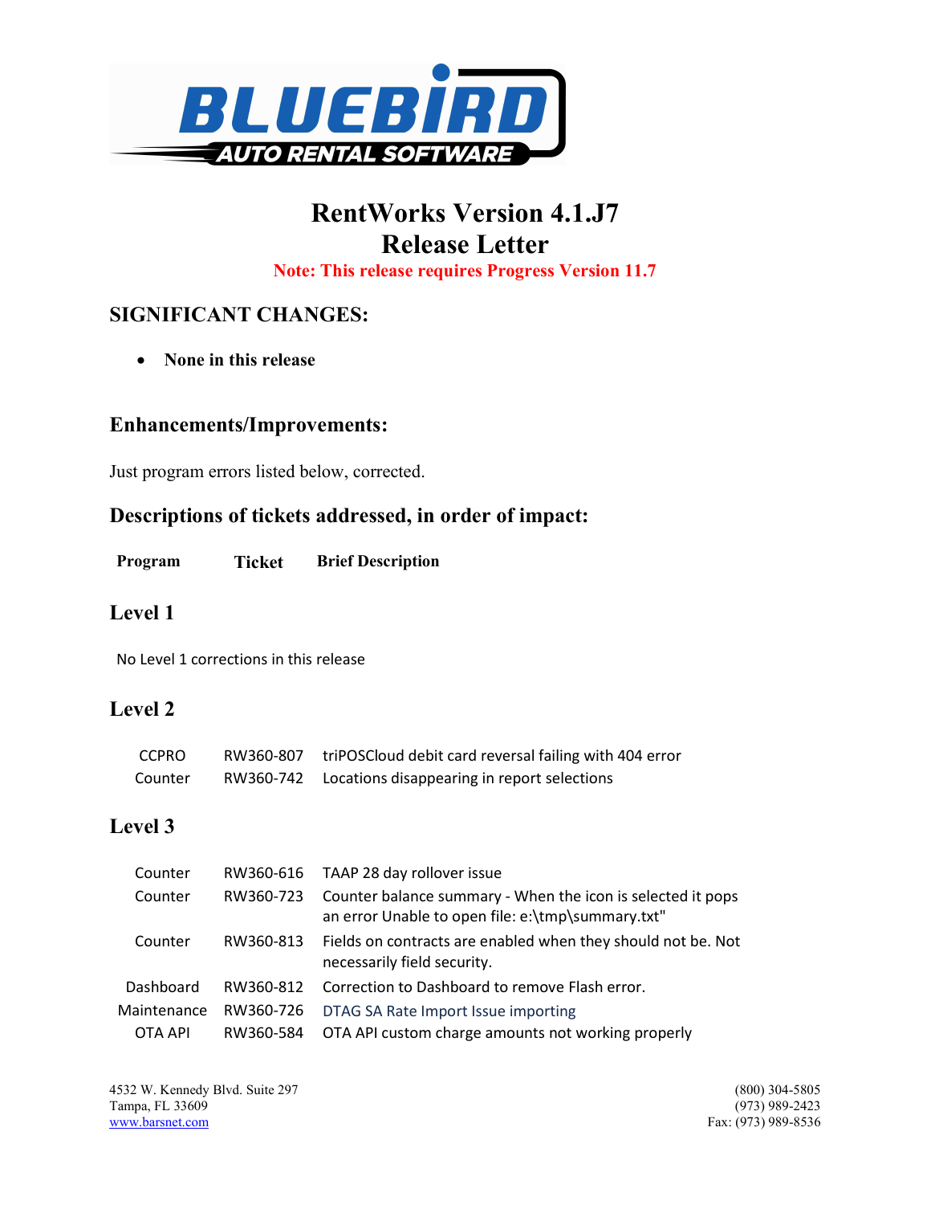# RentWorks Version 4.1.J7
# Release Letter

**Note: This release requires Progress Version 11.7**

## SIGNIFICANT CHANGES:

- **None in this release**

## Enhancements/Improvements:

Just program errors listed below, corrected.

## Descriptions of tickets addressed, in order of impact:

| Program | Ticket | Brief Description |
|---|---|---|

## Level 1

No Level 1 corrections in this release

## Level 2

| Program | Ticket | Brief Description |
|---|---|---|
| CCPRO | RW360-807 | triPOSCloud debit card reversal failing with 404 error |
| Counter | RW360-742 | Locations disappearing in report selections |

## Level 3

| Program | Ticket | Brief Description |
|---|---|---|
| Counter | RW360-616 | TAAP 28 day rollover issue |
| Counter | RW360-723 | Counter balance summary - When the icon is selected it pops an error Unable to open file: e:\tmp\summary.txt" |
| Counter | RW360-813 | Fields on contracts are enabled when they should not be. Not necessarily field security. |
| Dashboard | RW360-812 | Correction to Dashboard to remove Flash error. |
| Maintenance | RW360-726 | DTAG SA Rate Import Issue importing |
| OTA API | RW360-584 | OTA API custom charge amounts not working properly |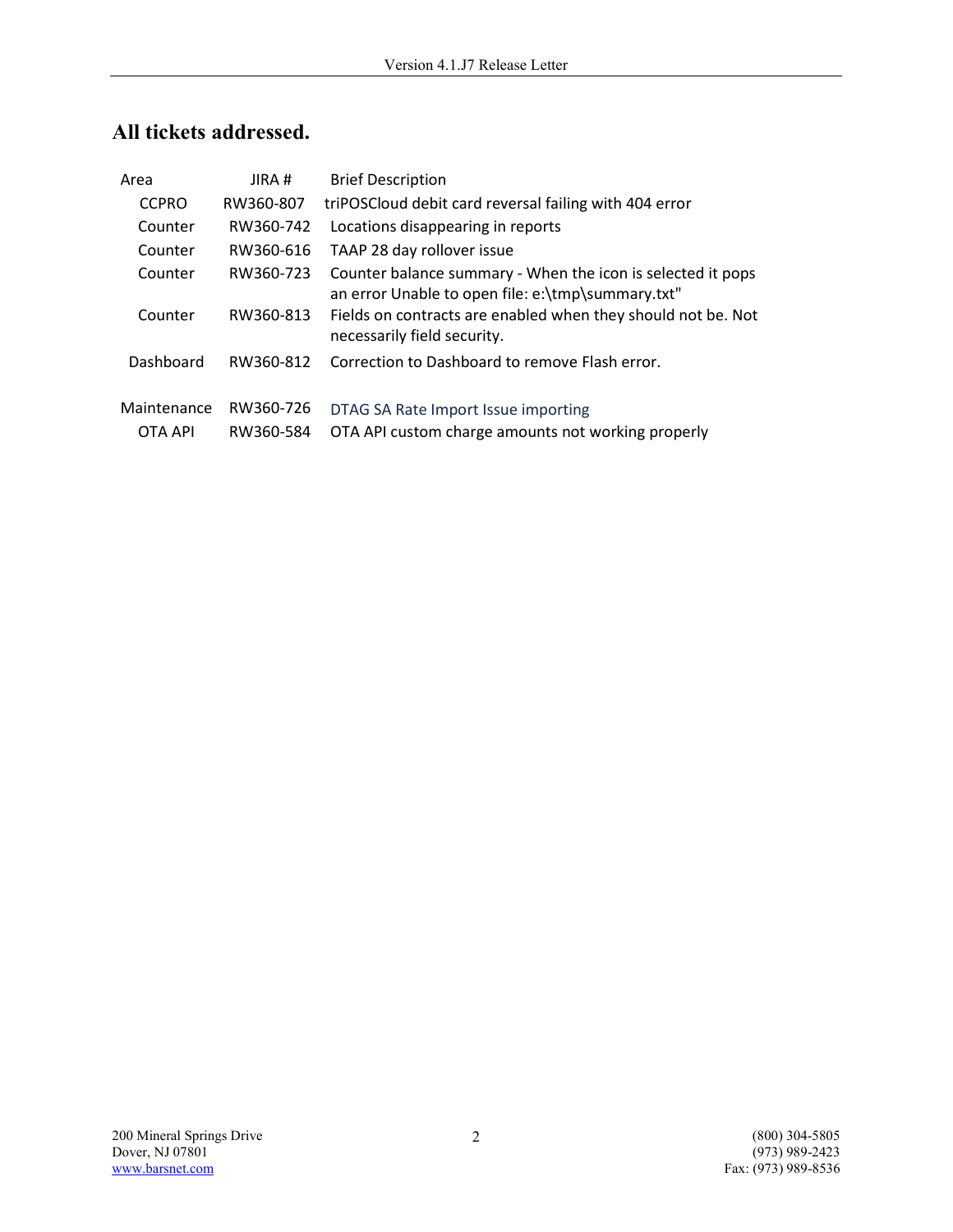## All tickets addressed.

| Area | JIRA # | Brief Description |
|---|---|---|
| CCPRO | RW360-807 | triPOSCloud debit card reversal failing with 404 error |
| Counter | RW360-742 | Locations disappearing in reports |
| Counter | RW360-616 | TAAP 28 day rollover issue |
| Counter | RW360-723 | Counter balance summary - When the icon is selected it pops an error Unable to open file: e:\tmp\summary.txt" |
| Counter | RW360-813 | Fields on contracts are enabled when they should not be. Not necessarily field security. |
| Dashboard | RW360-812 | Correction to Dashboard to remove Flash error. |
| Maintenance | RW360-726 | DTAG SA Rate Import Issue importing |
| OTA API | RW360-584 | OTA API custom charge amounts not working properly |